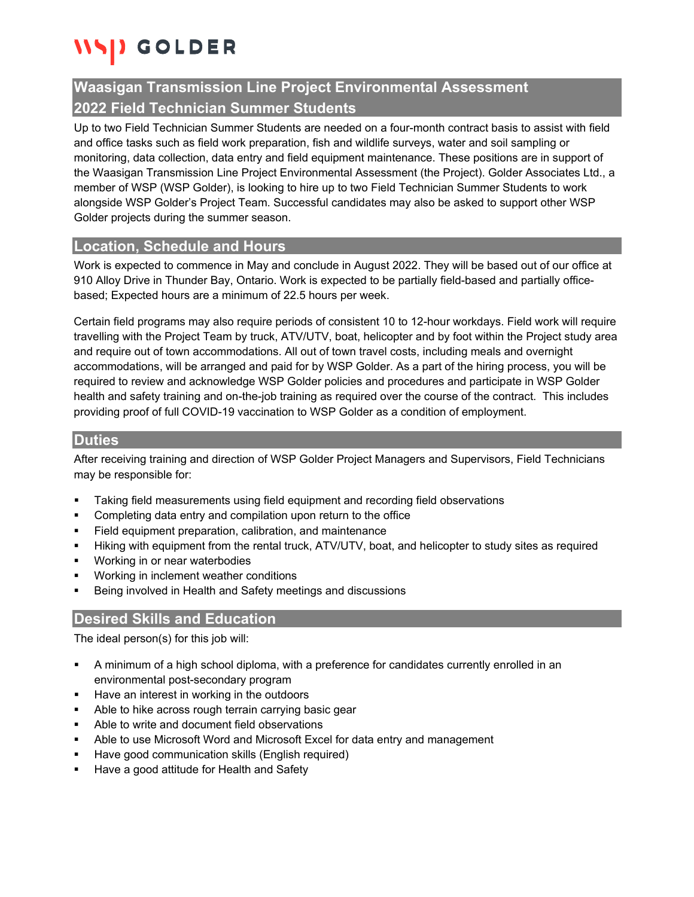WSP GOLDER

# Waasigan Transmission Line Project Environmental Assessment 2022 Field Technician Summer Students

Up to two Field Technician Summer Students are needed on a four-month contract basis to assist with field and office tasks such as field work preparation, fish and wildlife surveys, water and soil sampling or monitoring, data collection, data entry and field equipment maintenance. These positions are in support of the Waasigan Transmission Line Project Environmental Assessment (the Project). Golder Associates Ltd., a member of WSP (WSP Golder), is looking to hire up to two Field Technician Summer Students to work alongside WSP Golder's Project Team. Successful candidates may also be asked to support other WSP Golder projects during the summer season.

## Location, Schedule and Hours

Work is expected to commence in May and conclude in August 2022. They will be based out of our office at 910 Alloy Drive in Thunder Bay, Ontario. Work is expected to be partially field-based and partially office-based; Expected hours are a minimum of 22.5 hours per week.

Certain field programs may also require periods of consistent 10 to 12-hour workdays. Field work will require travelling with the Project Team by truck, ATV/UTV, boat, helicopter and by foot within the Project study area and require out of town accommodations. All out of town travel costs, including meals and overnight accommodations, will be arranged and paid for by WSP Golder. As a part of the hiring process, you will be required to review and acknowledge WSP Golder policies and procedures and participate in WSP Golder health and safety training and on-the-job training as required over the course of the contract. This includes providing proof of full COVID-19 vaccination to WSP Golder as a condition of employment.

## Duties

After receiving training and direction of WSP Golder Project Managers and Supervisors, Field Technicians may be responsible for:

- Taking field measurements using field equipment and recording field observations
- Completing data entry and compilation upon return to the office
- Field equipment preparation, calibration, and maintenance
- Hiking with equipment from the rental truck, ATV/UTV, boat, and helicopter to study sites as required
- Working in or near waterbodies
- Working in inclement weather conditions
- Being involved in Health and Safety meetings and discussions

## Desired Skills and Education

The ideal person(s) for this job will:

- A minimum of a high school diploma, with a preference for candidates currently enrolled in an environmental post-secondary program
- Have an interest in working in the outdoors
- Able to hike across rough terrain carrying basic gear
- Able to write and document field observations
- Able to use Microsoft Word and Microsoft Excel for data entry and management
- Have good communication skills (English required)
- Have a good attitude for Health and Safety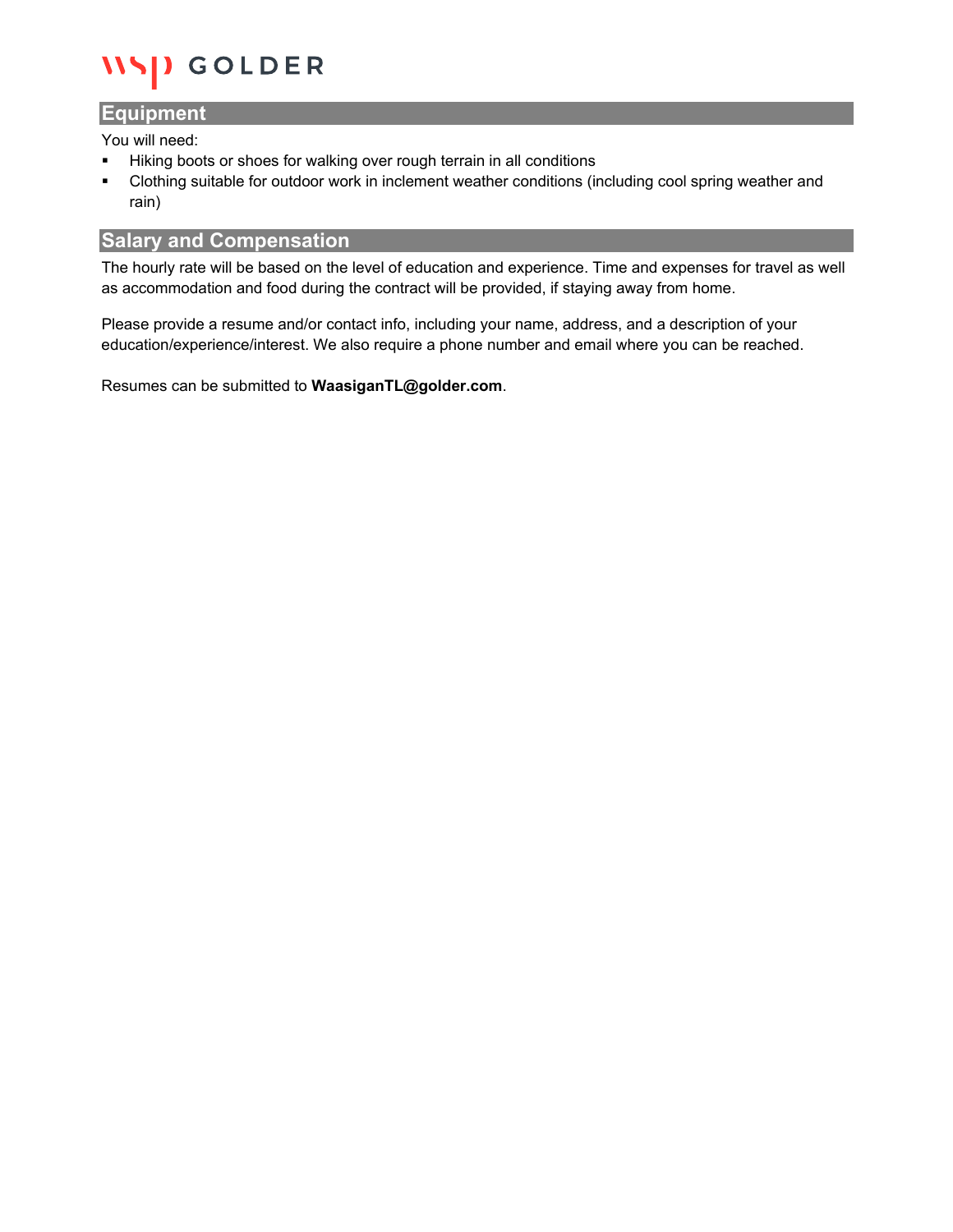## Equipment

You will need:

- Hiking boots or shoes for walking over rough terrain in all conditions
- Clothing suitable for outdoor work in inclement weather conditions (including cool spring weather and rain)

## Salary and Compensation

The hourly rate will be based on the level of education and experience. Time and expenses for travel as well as accommodation and food during the contract will be provided, if staying away from home.

Please provide a resume and/or contact info, including your name, address, and a description of your education/experience/interest. We also require a phone number and email where you can be reached.

Resumes can be submitted to **WaasiganTL@golder.com**.